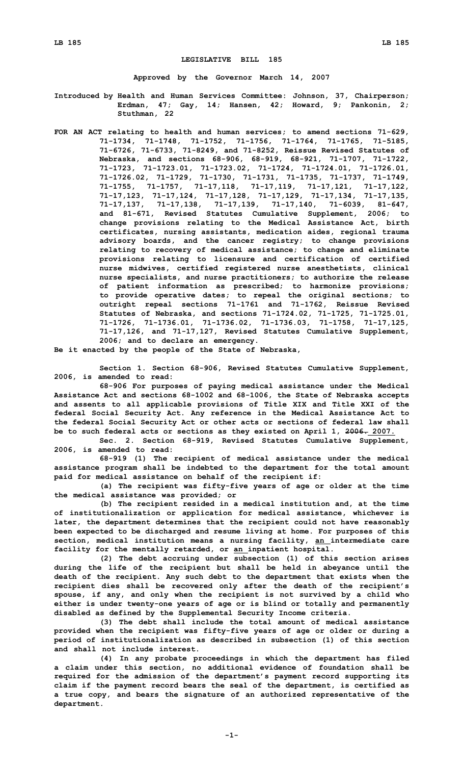# LEGISLATIVE BILL 185

**Approved by the Governor March 14, 2007**

**Introduced by Health and Human Services Committee: Johnson, 37, Chairperson; Erdman, 47; Gay, 14; Hansen, 42; Howard, 9; Pankonin, 2; Stuthman, 22**

**FOR AN ACT relating to health and human services; to amend sections 71-629, 71-1734, 71-1748, 71-1752, 71-1756, 71-1764, 71-1765, 71-5185, 71-6726, 71-6733, 71-8249, and 71-8252, Reissue Revised Statutes of Nebraska, and sections 68-906, 68-919, 68-921, 71-1707, 71-1722, 71-1723, 71-1723.01, 71-1723.02, 71-1724, 71-1724.01, 71-1726.01, 71-1726.02, 71-1729, 71-1730, 71-1731, 71-1735, 71-1737, 71-1749, 71-1755, 71-1757, 71-17,118, 71-17,119, 71-17,121, 71-17,122, 71-17,123, 71-17,124, 71-17,128, 71-17,129, 71-17,134, 71-17,135, 71-17,137, 71-17,138, 71-17,139, 71-17,140, 71-6039, 81-647, and 81-671, Revised Statutes Cumulative Supplement, 2006; to change provisions relating to the Medical Assistance Act, birth certificates, nursing assistants, medication aides, regional trauma advisory boards, and the cancer registry; to change provisions relating to recovery of medical assistance; to change and eliminate provisions relating to licensure and certification of certified nurse midwives, certified registered nurse anesthetists, clinical nurse specialists, and nurse practitioners; to authorize the release of patient information as prescribed; to harmonize provisions; to provide operative dates; to repeal the original sections; to outright repeal sections 71-1761 and 71-1762, Reissue Revised Statutes of Nebraska, and sections 71-1724.02, 71-1725, 71-1725.01, 71-1726, 71-1736.01, 71-1736.02, 71-1736.03, 71-1758, 71-17,125, 71-17,126, and 71-17,127, Revised Statutes Cumulative Supplement, 2006; and to declare an emergency.**

**Be it enacted by the people of the State of Nebraska,**

**Section 1. Section 68-906, Revised Statutes Cumulative Supplement, 2006, is amended to read:**

**68-906 For purposes of paying medical assistance under the Medical Assistance Act and sections 68-1002 and 68-1006, the State of Nebraska accepts and assents to all applicable provisions of Title XIX and Title XXI of the federal Social Security Act. Any reference in the Medical Assistance Act to the federal Social Security Act or other acts or sections of federal law shall be to such federal acts or sections as they existed on April 1, ~~2006.~~ 2007.**

**Sec. 2. Section 68-919, Revised Statutes Cumulative Supplement, 2006, is amended to read:**

**68-919 (1) The recipient of medical assistance under the medical assistance program shall be indebted to the department for the total amount paid for medical assistance on behalf of the recipient if:**

**(a) The recipient was fifty-five years of age or older at the time the medical assistance was provided; or**

**(b) The recipient resided in a medical institution and, at the time of institutionalization or application for medical assistance, whichever is later, the department determines that the recipient could not have reasonably been expected to be discharged and resume living at home. For purposes of this section, medical institution means a nursing facility, an intermediate care facility for the mentally retarded, or an inpatient hospital.**

**(2) The debt accruing under subsection (1) of this section arises during the life of the recipient but shall be held in abeyance until the death of the recipient. Any such debt to the department that exists when the recipient dies shall be recovered only after the death of the recipient's spouse, if any, and only when the recipient is not survived by a child who either is under twenty-one years of age or is blind or totally and permanently disabled as defined by the Supplemental Security Income criteria.**

**(3) The debt shall include the total amount of medical assistance provided when the recipient was fifty-five years of age or older or during a period of institutionalization as described in subsection (1) of this section and shall not include interest.**

**(4) In any probate proceedings in which the department has filed a claim under this section, no additional evidence of foundation shall be required for the admission of the department's payment record supporting its claim if the payment record bears the seal of the department, is certified as a true copy, and bears the signature of an authorized representative of the department.**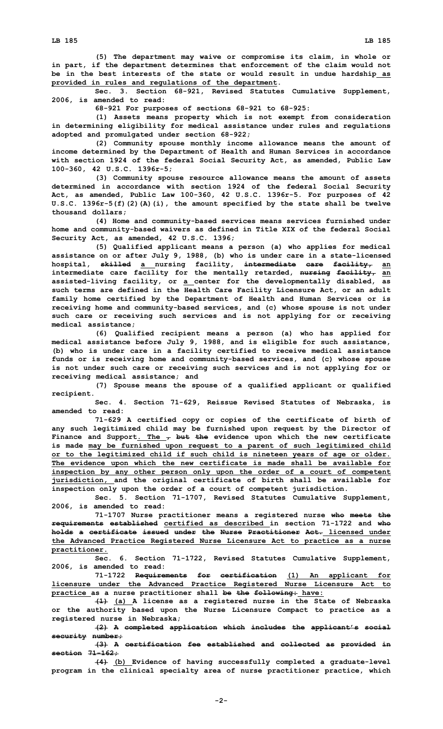(5) The department may waive or compromise its claim, in whole or in part, if the department determines that enforcement of the claim would not be in the best interests of the state or would result in undue hardship as provided in rules and regulations of the department.

Sec. 3. Section 68-921, Revised Statutes Cumulative Supplement, 2006, is amended to read:

68-921 For purposes of sections 68-921 to 68-925:

(1) Assets means property which is not exempt from consideration in determining eligibility for medical assistance under rules and regulations adopted and promulgated under section 68-922;

(2) Community spouse monthly income allowance means the amount of income determined by the Department of Health and Human Services in accordance with section 1924 of the federal Social Security Act, as amended, Public Law 100-360, 42 U.S.C. 1396r-5;

(3) Community spouse resource allowance means the amount of assets determined in accordance with section 1924 of the federal Social Security Act, as amended, Public Law 100-360, 42 U.S.C. 1396r-5. For purposes of 42 U.S.C. 1396r-5(f)(2)(A)(i), the amount specified by the state shall be twelve thousand dollars;

(4) Home and community-based services means services furnished under home and community-based waivers as defined in Title XIX of the federal Social Security Act, as amended, 42 U.S.C. 1396;

(5) Qualified applicant means a person (a) who applies for medical assistance on or after July 9, 1988, (b) who is under care in a state-licensed hospital, ~~skilled~~ a nursing facility, ~~intermediate care facility,~~ an intermediate care facility for the mentally retarded, ~~nursing facility,~~ an assisted-living facility, or a center for the developmentally disabled, as such terms are defined in the Health Care Facility Licensure Act, or an adult family home certified by the Department of Health and Human Services or is receiving home and community-based services, and (c) whose spouse is not under such care or receiving such services and is not applying for or receiving medical assistance;

(6) Qualified recipient means a person (a) who has applied for medical assistance before July 9, 1988, and is eligible for such assistance, (b) who is under care in a facility certified to receive medical assistance funds or is receiving home and community-based services, and (c) whose spouse is not under such care or receiving such services and is not applying for or receiving medical assistance; and

(7) Spouse means the spouse of a qualified applicant or qualified recipient.

Sec. 4. Section 71-629, Reissue Revised Statutes of Nebraska, is amended to read:

71-629 A certified copy or copies of the certificate of birth of any such legitimized child may be furnished upon request by the Director of Finance and Support. The ~~, but the~~ evidence upon which the new certificate is made may be furnished upon request to a parent of such legitimized child or to the legitimized child if such child is nineteen years of age or older. The evidence upon which the new certificate is made shall be available for inspection by any other person only upon the order of a court of competent jurisdiction, and the original certificate of birth shall be available for inspection only upon the order of a court of competent jurisdiction.

Sec. 5. Section 71-1707, Revised Statutes Cumulative Supplement, 2006, is amended to read:

71-1707 Nurse practitioner means a registered nurse ~~who meets the requirements established~~ certified as described in section 71-1722 and ~~who holds a certificate issued under the Nurse Practitioner Act.~~ licensed under the Advanced Practice Registered Nurse Licensure Act to practice as a nurse practitioner.

Sec. 6. Section 71-1722, Revised Statutes Cumulative Supplement, 2006, is amended to read:

71-1722 ~~Requirements for certification~~ (1) An applicant for licensure under the Advanced Practice Registered Nurse Licensure Act to practice as a nurse practitioner shall ~~be the following:~~ have:

~~(1)~~ (a) A license as a registered nurse in the State of Nebraska or the authority based upon the Nurse Licensure Compact to practice as a registered nurse in Nebraska;

~~(2) A completed application which includes the applicant's social security number;~~

~~(3) A certification fee established and collected as provided in section 71-162;~~

~~(4)~~ (b) Evidence of having successfully completed a graduate-level program in the clinical specialty area of nurse practitioner practice, which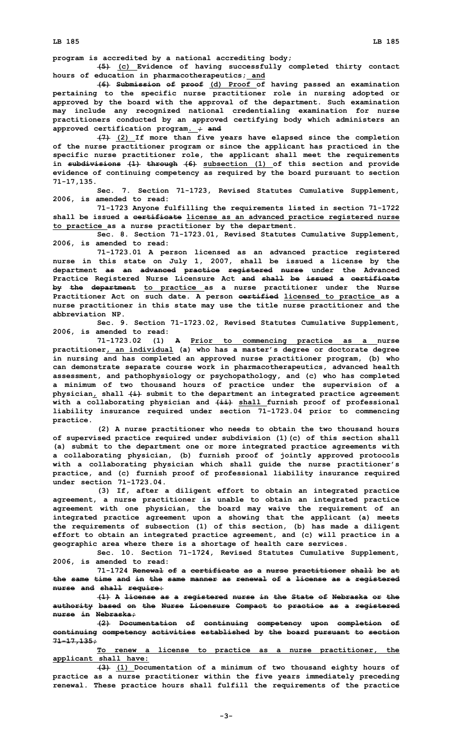program is accredited by a national accrediting body;

~~(5)~~ (c) Evidence of having successfully completed thirty contact hours of education in pharmacotherapeutics; and

~~(6) Submission of proof~~ (d) Proof of having passed an examination pertaining to the specific nurse practitioner role in nursing adopted or approved by the board with the approval of the department. Such examination may include any recognized national credentialing examination for nurse practitioners conducted by an approved certifying body which administers an approved certification program. ~~; and~~

~~(7)~~ (2) If more than five years have elapsed since the completion of the nurse practitioner program or since the applicant has practiced in the specific nurse practitioner role, the applicant shall meet the requirements in ~~subdivisions (1) through (6)~~ subsection (1) of this section and provide evidence of continuing competency as required by the board pursuant to section 71-17,135.

Sec. 7. Section 71-1723, Revised Statutes Cumulative Supplement, 2006, is amended to read:

71-1723 Anyone fulfilling the requirements listed in section 71-1722 shall be issued a ~~certificate~~ license as an advanced practice registered nurse to practice as a nurse practitioner by the department.

Sec. 8. Section 71-1723.01, Revised Statutes Cumulative Supplement, 2006, is amended to read:

71-1723.01 A person licensed as an advanced practice registered nurse in this state on July 1, 2007, shall be issued a license by the department ~~as an advanced practice registered nurse~~ under the Advanced Practice Registered Nurse Licensure Act ~~and shall be issued a certificate by the department~~ to practice as a nurse practitioner under the Nurse Practitioner Act on such date. A person ~~certified~~ licensed to practice as a nurse practitioner in this state may use the title nurse practitioner and the abbreviation NP.

Sec. 9. Section 71-1723.02, Revised Statutes Cumulative Supplement, 2006, is amended to read:

71-1723.02 (1) ~~A~~ Prior to commencing practice as a nurse practitioner, an individual (a) who has a master's degree or doctorate degree in nursing and has completed an approved nurse practitioner program, (b) who can demonstrate separate course work in pharmacotherapeutics, advanced health assessment, and pathophysiology or psychopathology, and (c) who has completed a minimum of two thousand hours of practice under the supervision of a physician, shall ~~(i)~~ submit to the department an integrated practice agreement with a collaborating physician and ~~(ii)~~ shall furnish proof of professional liability insurance required under section 71-1723.04 prior to commencing practice.

(2) A nurse practitioner who needs to obtain the two thousand hours of supervised practice required under subdivision (1)(c) of this section shall (a) submit to the department one or more integrated practice agreements with a collaborating physician, (b) furnish proof of jointly approved protocols with a collaborating physician which shall guide the nurse practitioner's practice, and (c) furnish proof of professional liability insurance required under section 71-1723.04.

(3) If, after a diligent effort to obtain an integrated practice agreement, a nurse practitioner is unable to obtain an integrated practice agreement with one physician, the board may waive the requirement of an integrated practice agreement upon a showing that the applicant (a) meets the requirements of subsection (1) of this section, (b) has made a diligent effort to obtain an integrated practice agreement, and (c) will practice in a geographic area where there is a shortage of health care services.

Sec. 10. Section 71-1724, Revised Statutes Cumulative Supplement, 2006, is amended to read:

71-1724 ~~Renewal of a certificate as a nurse practitioner shall be at the same time and in the same manner as renewal of a license as a registered nurse and shall require:~~

~~(1) A license as a registered nurse in the State of Nebraska or the authority based on the Nurse Licensure Compact to practice as a registered nurse in Nebraska;~~

~~(2) Documentation of continuing competency upon completion of continuing competency activities established by the board pursuant to section 71-17,135;~~

To renew a license to practice as a nurse practitioner, the applicant shall have:

~~(3)~~ (1) Documentation of a minimum of two thousand eighty hours of practice as a nurse practitioner within the five years immediately preceding renewal. These practice hours shall fulfill the requirements of the practice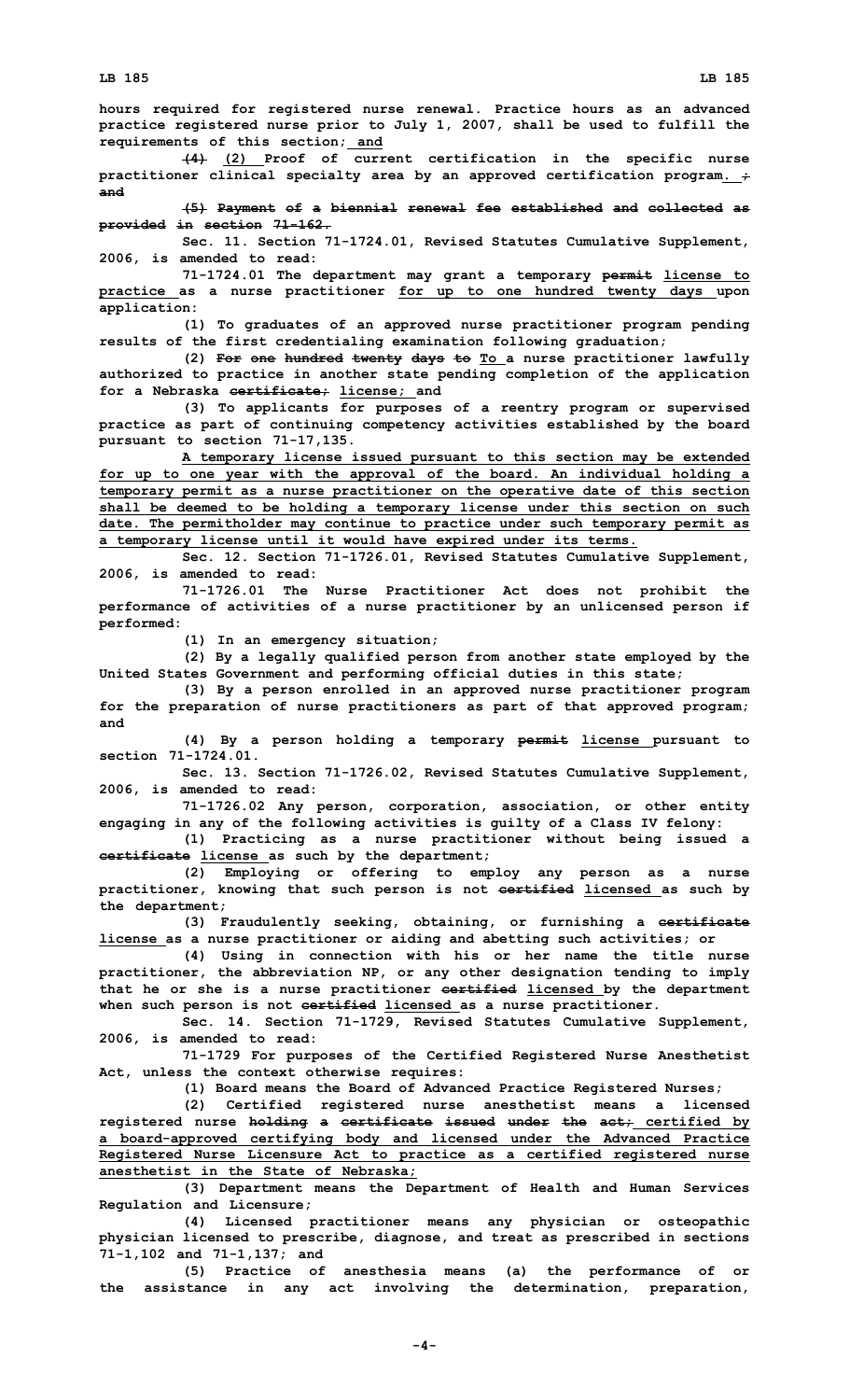hours required for registered nurse renewal. Practice hours as an advanced practice registered nurse prior to July 1, 2007, shall be used to fulfill the requirements of this section;<u> and</u>

~~(4)~~ <u>(2)</u> Proof of current certification in the specific nurse practitioner clinical specialty area by an approved certification program<u>.</u> ~~; and~~

~~(5) Payment of a biennial renewal fee established and collected as provided in section 71-162.~~

Sec. 11. Section 71-1724.01, Revised Statutes Cumulative Supplement, 2006, is amended to read:

71-1724.01 The department may grant a temporary ~~permit~~ <u>license to practice</u> as a nurse practitioner <u>for up to one hundred twenty days</u> upon application:

(1) To graduates of an approved nurse practitioner program pending results of the first credentialing examination following graduation;

(2) ~~For one hundred twenty days to~~ <u>To</u> a nurse practitioner lawfully authorized to practice in another state pending completion of the application for a Nebraska ~~certificate;~~ <u>license;</u> and

(3) To applicants for purposes of a reentry program or supervised practice as part of continuing competency activities established by the board pursuant to section 71-17,135.

<u>A temporary license issued pursuant to this section may be extended for up to one year with the approval of the board. An individual holding a temporary permit as a nurse practitioner on the operative date of this section shall be deemed to be holding a temporary license under this section on such date. The permitholder may continue to practice under such temporary permit as a temporary license until it would have expired under its terms.</u>

Sec. 12. Section 71-1726.01, Revised Statutes Cumulative Supplement, 2006, is amended to read:

71-1726.01 The Nurse Practitioner Act does not prohibit the performance of activities of a nurse practitioner by an unlicensed person if performed:

(1) In an emergency situation;

(2) By a legally qualified person from another state employed by the United States Government and performing official duties in this state;

(3) By a person enrolled in an approved nurse practitioner program for the preparation of nurse practitioners as part of that approved program; and

(4) By a person holding a temporary ~~permit~~ <u>license</u> pursuant to section 71-1724.01.

Sec. 13. Section 71-1726.02, Revised Statutes Cumulative Supplement, 2006, is amended to read:

71-1726.02 Any person, corporation, association, or other entity engaging in any of the following activities is guilty of a Class IV felony:

(1) Practicing as a nurse practitioner without being issued a ~~certificate~~ <u>license</u> as such by the department;

(2) Employing or offering to employ any person as a nurse practitioner, knowing that such person is not ~~certified~~ <u>licensed</u> as such by the department;

(3) Fraudulently seeking, obtaining, or furnishing a ~~certificate~~ <u>license</u> as a nurse practitioner or aiding and abetting such activities; or

(4) Using in connection with his or her name the title nurse practitioner, the abbreviation NP, or any other designation tending to imply that he or she is a nurse practitioner ~~certified~~ <u>licensed</u> by the department when such person is not ~~certified~~ <u>licensed</u> as a nurse practitioner.

Sec. 14. Section 71-1729, Revised Statutes Cumulative Supplement, 2006, is amended to read:

71-1729 For purposes of the Certified Registered Nurse Anesthetist Act, unless the context otherwise requires:

(1) Board means the Board of Advanced Practice Registered Nurses;

(2) Certified registered nurse anesthetist means a licensed registered nurse ~~holding a certificate issued under the act;~~ <u>certified by a board-approved certifying body and licensed under the Advanced Practice Registered Nurse Licensure Act to practice as a certified registered nurse anesthetist in the State of Nebraska;</u>

(3) Department means the Department of Health and Human Services Regulation and Licensure;

(4) Licensed practitioner means any physician or osteopathic physician licensed to prescribe, diagnose, and treat as prescribed in sections 71-1,102 and 71-1,137; and

(5) Practice of anesthesia means (a) the performance of or the assistance in any act involving the determination, preparation,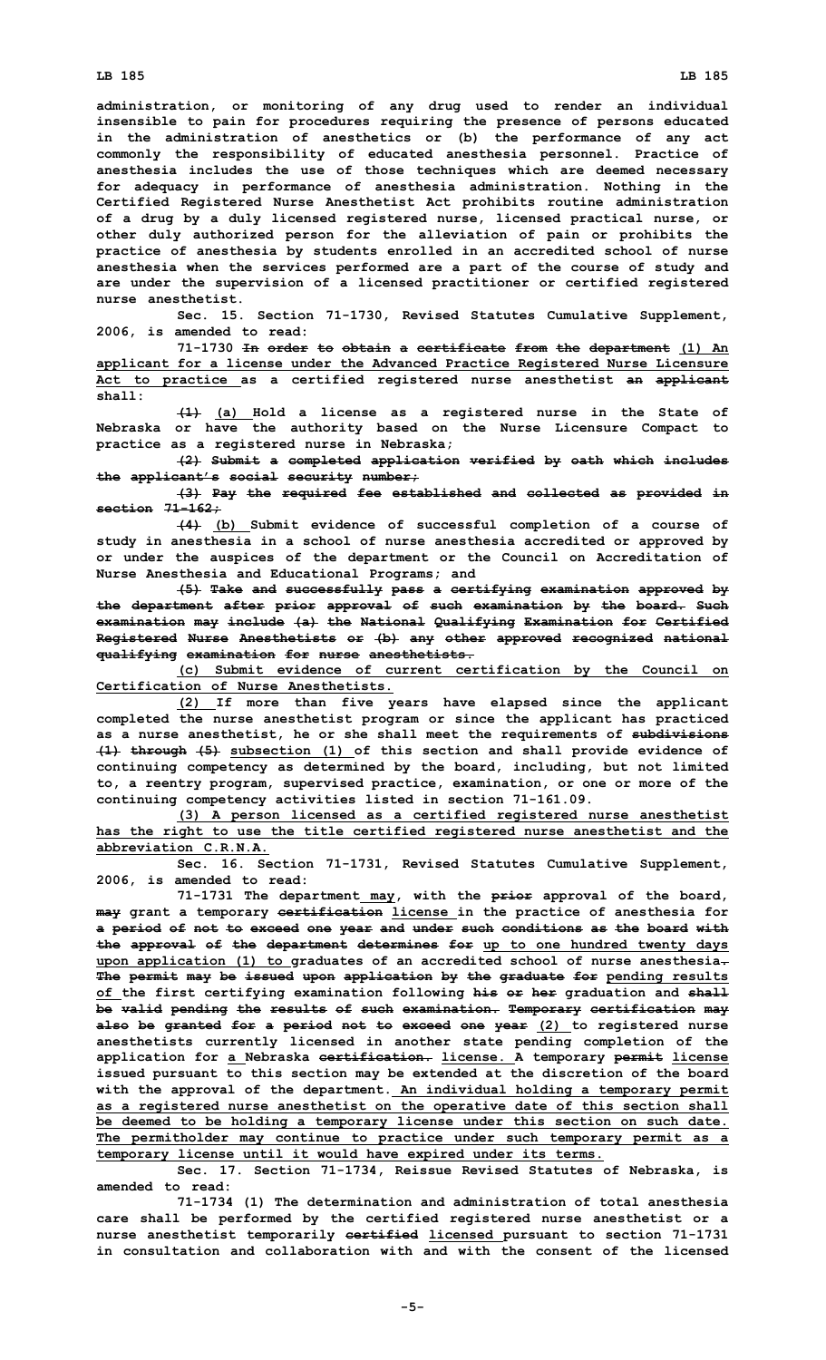administration, or monitoring of any drug used to render an individual insensible to pain for procedures requiring the presence of persons educated in the administration of anesthetics or (b) the performance of any act commonly the responsibility of educated anesthesia personnel. Practice of anesthesia includes the use of those techniques which are deemed necessary for adequacy in performance of anesthesia administration. Nothing in the Certified Registered Nurse Anesthetist Act prohibits routine administration of a drug by a duly licensed registered nurse, licensed practical nurse, or other duly authorized person for the alleviation of pain or prohibits the practice of anesthesia by students enrolled in an accredited school of nurse anesthesia when the services performed are a part of the course of study and are under the supervision of a licensed practitioner or certified registered nurse anesthetist.

Sec. 15. Section 71-1730, Revised Statutes Cumulative Supplement, 2006, is amended to read:

71-1730 ~~In order to obtain a certificate from the department~~ <u>(1) An applicant for a license under the Advanced Practice Registered Nurse Licensure Act to practice</u> as a certified registered nurse anesthetist ~~an applicant~~ shall:

~~(1)~~ <u>(a)</u> Hold a license as a registered nurse in the State of Nebraska or have the authority based on the Nurse Licensure Compact to practice as a registered nurse in Nebraska;

~~(2) Submit a completed application verified by oath which includes the applicant's social security number;~~

~~(3) Pay the required fee established and collected as provided in section 71-162;~~

~~(4)~~ <u>(b)</u> Submit evidence of successful completion of a course of study in anesthesia in a school of nurse anesthesia accredited or approved by or under the auspices of the department or the Council on Accreditation of Nurse Anesthesia and Educational Programs; and

~~(5) Take and successfully pass a certifying examination approved by the department after prior approval of such examination by the board. Such examination may include (a) the National Qualifying Examination for Certified Registered Nurse Anesthetists or (b) any other approved recognized national qualifying examination for nurse anesthetists.~~

<u>(c) Submit evidence of current certification by the Council on Certification of Nurse Anesthetists.</u>

<u>(2)</u> If more than five years have elapsed since the applicant completed the nurse anesthetist program or since the applicant has practiced as a nurse anesthetist, he or she shall meet the requirements of ~~subdivisions (1) through (5)~~ <u>subsection (1)</u> of this section and shall provide evidence of continuing competency as determined by the board, including, but not limited to, a reentry program, supervised practice, examination, or one or more of the continuing competency activities listed in section 71-161.09.

<u>(3) A person licensed as a certified registered nurse anesthetist has the right to use the title certified registered nurse anesthetist and the abbreviation C.R.N.A.</u>

Sec. 16. Section 71-1731, Revised Statutes Cumulative Supplement, 2006, is amended to read:

71-1731 The department<u> may</u>, with the ~~prior~~ approval of the board, ~~may~~ grant a temporary ~~certification~~ <u>license</u> in the practice of anesthesia for ~~a period of not to exceed one year and under such conditions as the board with the approval of the department determines for~~ <u>up to one hundred twenty days upon application (1) to</u> graduates of an accredited school of nurse anesthesia~~. The permit may be issued upon application by the graduate for~~ <u>pending results of</u> the first certifying examination following ~~his or her~~ graduation and ~~shall be valid pending the results of such examination. Temporary certification may also be granted for a period not to exceed one year~~ <u>(2)</u> to registered nurse anesthetists currently licensed in another state pending completion of the application for <u>a</u> Nebraska ~~certification.~~ <u>license. A</u> temporary ~~permit~~ <u>license</u> issued pursuant to this section may be extended at the discretion of the board with the approval of the department.<u> An individual holding a temporary permit as a registered nurse anesthetist on the operative date of this section shall be deemed to be holding a temporary license under this section on such date. The permitholder may continue to practice under such temporary permit as a temporary license until it would have expired under its terms.</u>

Sec. 17. Section 71-1734, Reissue Revised Statutes of Nebraska, is amended to read:

71-1734 (1) The determination and administration of total anesthesia care shall be performed by the certified registered nurse anesthetist or a nurse anesthetist temporarily ~~certified~~ <u>licensed</u> pursuant to section 71-1731 in consultation and collaboration with and with the consent of the licensed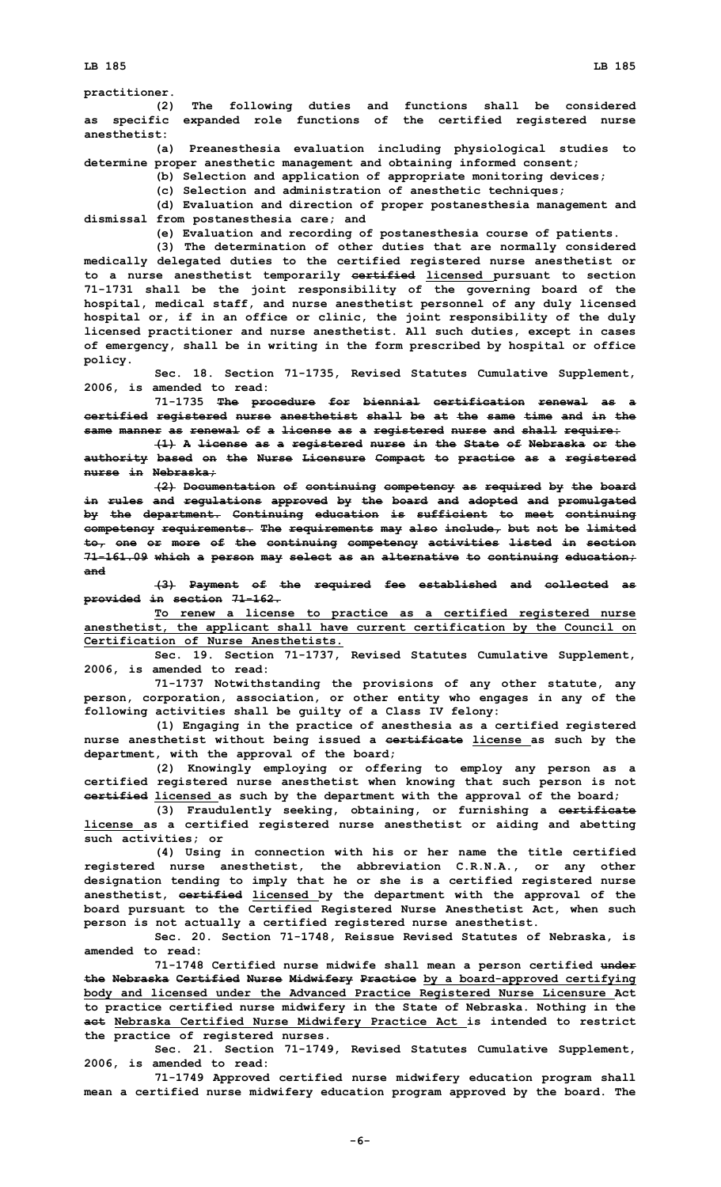practitioner.

(2) The following duties and functions shall be considered as specific expanded role functions of the certified registered nurse anesthetist:

(a) Preanesthesia evaluation including physiological studies to determine proper anesthetic management and obtaining informed consent;

(b) Selection and application of appropriate monitoring devices;

(c) Selection and administration of anesthetic techniques;

(d) Evaluation and direction of proper postanesthesia management and dismissal from postanesthesia care; and

(e) Evaluation and recording of postanesthesia course of patients.

(3) The determination of other duties that are normally considered medically delegated duties to the certified registered nurse anesthetist or to a nurse anesthetist temporarily ~~certified~~ licensed pursuant to section 71-1731 shall be the joint responsibility of the governing board of the hospital, medical staff, and nurse anesthetist personnel of any duly licensed hospital or, if in an office or clinic, the joint responsibility of the duly licensed practitioner and nurse anesthetist. All such duties, except in cases of emergency, shall be in writing in the form prescribed by hospital or office policy.

Sec. 18. Section 71-1735, Revised Statutes Cumulative Supplement, 2006, is amended to read:

71-1735 ~~The procedure for biennial certification renewal as a certified registered nurse anesthetist shall be at the same time and in the same manner as renewal of a license as a registered nurse and shall require:~~

~~(1) A license as a registered nurse in the State of Nebraska or the authority based on the Nurse Licensure Compact to practice as a registered nurse in Nebraska;~~

~~(2) Documentation of continuing competency as required by the board in rules and regulations approved by the board and adopted and promulgated by the department. Continuing education is sufficient to meet continuing competency requirements. The requirements may also include, but not be limited to, one or more of the continuing competency activities listed in section 71-161.09 which a person may select as an alternative to continuing education; and~~

~~(3) Payment of the required fee established and collected as provided in section 71-162.~~

To renew a license to practice as a certified registered nurse anesthetist, the applicant shall have current certification by the Council on Certification of Nurse Anesthetists.

Sec. 19. Section 71-1737, Revised Statutes Cumulative Supplement, 2006, is amended to read:

71-1737 Notwithstanding the provisions of any other statute, any person, corporation, association, or other entity who engages in any of the following activities shall be guilty of a Class IV felony:

(1) Engaging in the practice of anesthesia as a certified registered nurse anesthetist without being issued a ~~certificate~~ license as such by the department, with the approval of the board;

(2) Knowingly employing or offering to employ any person as a certified registered nurse anesthetist when knowing that such person is not ~~certified~~ licensed as such by the department with the approval of the board;

(3) Fraudulently seeking, obtaining, or furnishing a ~~certificate~~ license as a certified registered nurse anesthetist or aiding and abetting such activities; or

(4) Using in connection with his or her name the title certified registered nurse anesthetist, the abbreviation C.R.N.A., or any other designation tending to imply that he or she is a certified registered nurse anesthetist, ~~certified~~ licensed by the department with the approval of the board pursuant to the Certified Registered Nurse Anesthetist Act, when such person is not actually a certified registered nurse anesthetist.

Sec. 20. Section 71-1748, Reissue Revised Statutes of Nebraska, is amended to read:

71-1748 Certified nurse midwife shall mean a person certified ~~under the Nebraska Certified Nurse Midwifery Practice~~ by a board-approved certifying body and licensed under the Advanced Practice Registered Nurse Licensure Act to practice certified nurse midwifery in the State of Nebraska. Nothing in the ~~act~~ Nebraska Certified Nurse Midwifery Practice Act is intended to restrict the practice of registered nurses.

Sec. 21. Section 71-1749, Revised Statutes Cumulative Supplement, 2006, is amended to read:

71-1749 Approved certified nurse midwifery education program shall mean a certified nurse midwifery education program approved by the board. The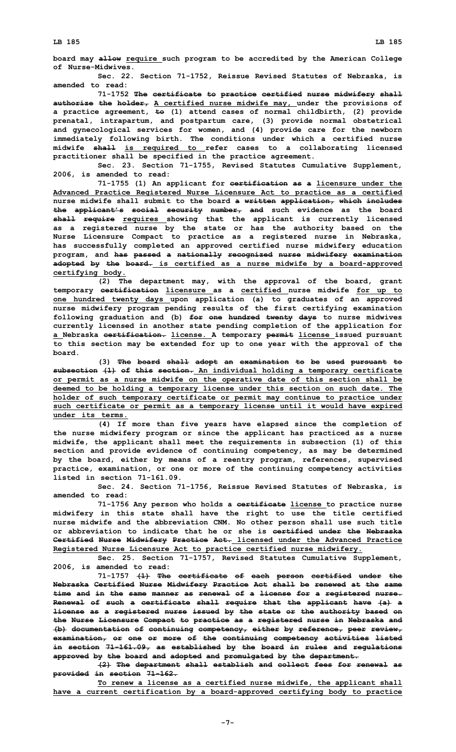board may ~~allow~~ require such program to be accredited by the American College of Nurse-Midwives.

Sec. 22. Section 71-1752, Reissue Revised Statutes of Nebraska, is amended to read:

71-1752 ~~The certificate to practice certified nurse midwifery shall authorize the holder,~~ A certified nurse midwife may, under the provisions of a practice agreement, ~~to~~ (1) attend cases of normal childbirth, (2) provide prenatal, intrapartum, and postpartum care, (3) provide normal obstetrical and gynecological services for women, and (4) provide care for the newborn immediately following birth. The conditions under which a certified nurse midwife ~~shall~~ is required to refer cases to a collaborating licensed practitioner shall be specified in the practice agreement.

Sec. 23. Section 71-1755, Revised Statutes Cumulative Supplement, 2006, is amended to read:

71-1755 (1) An applicant for ~~certification as a~~ licensure under the Advanced Practice Registered Nurse Licensure Act to practice as a certified nurse midwife shall submit to the board ~~a written application, which includes the applicant's social security number, and~~ such evidence as the board ~~shall require~~ requires showing that the applicant is currently licensed as a registered nurse by the state or has the authority based on the Nurse Licensure Compact to practice as a registered nurse in Nebraska, has successfully completed an approved certified nurse midwifery education program, and ~~has passed a nationally recognized nurse midwifery examination adopted by the board.~~ is certified as a nurse midwife by a board-approved certifying body.

(2) The department may, with the approval of the board, grant temporary ~~certification~~ licensure as a certified nurse midwife for up to one hundred twenty days upon application (a) to graduates of an approved nurse midwifery program pending results of the first certifying examination following graduation and (b) ~~for one hundred twenty days~~ to nurse midwives currently licensed in another state pending completion of the application for a Nebraska ~~certification.~~ license. A temporary ~~permit~~ license issued pursuant to this section may be extended for up to one year with the approval of the board.

(3) ~~The board shall adopt an examination to be used pursuant to subsection (1) of this section.~~ An individual holding a temporary certificate or permit as a nurse midwife on the operative date of this section shall be deemed to be holding a temporary license under this section on such date. The holder of such temporary certificate or permit may continue to practice under such certificate or permit as a temporary license until it would have expired under its terms.

(4) If more than five years have elapsed since the completion of the nurse midwifery program or since the applicant has practiced as a nurse midwife, the applicant shall meet the requirements in subsection (1) of this section and provide evidence of continuing competency, as may be determined by the board, either by means of a reentry program, references, supervised practice, examination, or one or more of the continuing competency activities listed in section 71-161.09.

Sec. 24. Section 71-1756, Reissue Revised Statutes of Nebraska, is amended to read:

71-1756 Any person who holds a ~~certificate~~ license to practice nurse midwifery in this state shall have the right to use the title certified nurse midwife and the abbreviation CNM. No other person shall use such title or abbreviation to indicate that he or she is ~~certified under the Nebraska Certified Nurse Midwifery Practice Act.~~ licensed under the Advanced Practice Registered Nurse Licensure Act to practice certified nurse midwifery.

Sec. 25. Section 71-1757, Revised Statutes Cumulative Supplement, 2006, is amended to read:

71-1757 ~~(1) The certificate of each person certified under the Nebraska Certified Nurse Midwifery Practice Act shall be renewed at the same time and in the same manner as renewal of a license for a registered nurse. Renewal of such a certificate shall require that the applicant have (a) a license as a registered nurse issued by the state or the authority based on the Nurse Licensure Compact to practice as a registered nurse in Nebraska and (b) documentation of continuing competency, either by reference, peer review, examination, or one or more of the continuing competency activities listed in section 71-161.09, as established by the board in rules and regulations approved by the board and adopted and promulgated by the department.~~

~~(2) The department shall establish and collect fees for renewal as provided in section 71-162.~~

To renew a license as a certified nurse midwife, the applicant shall have a current certification by a board-approved certifying body to practice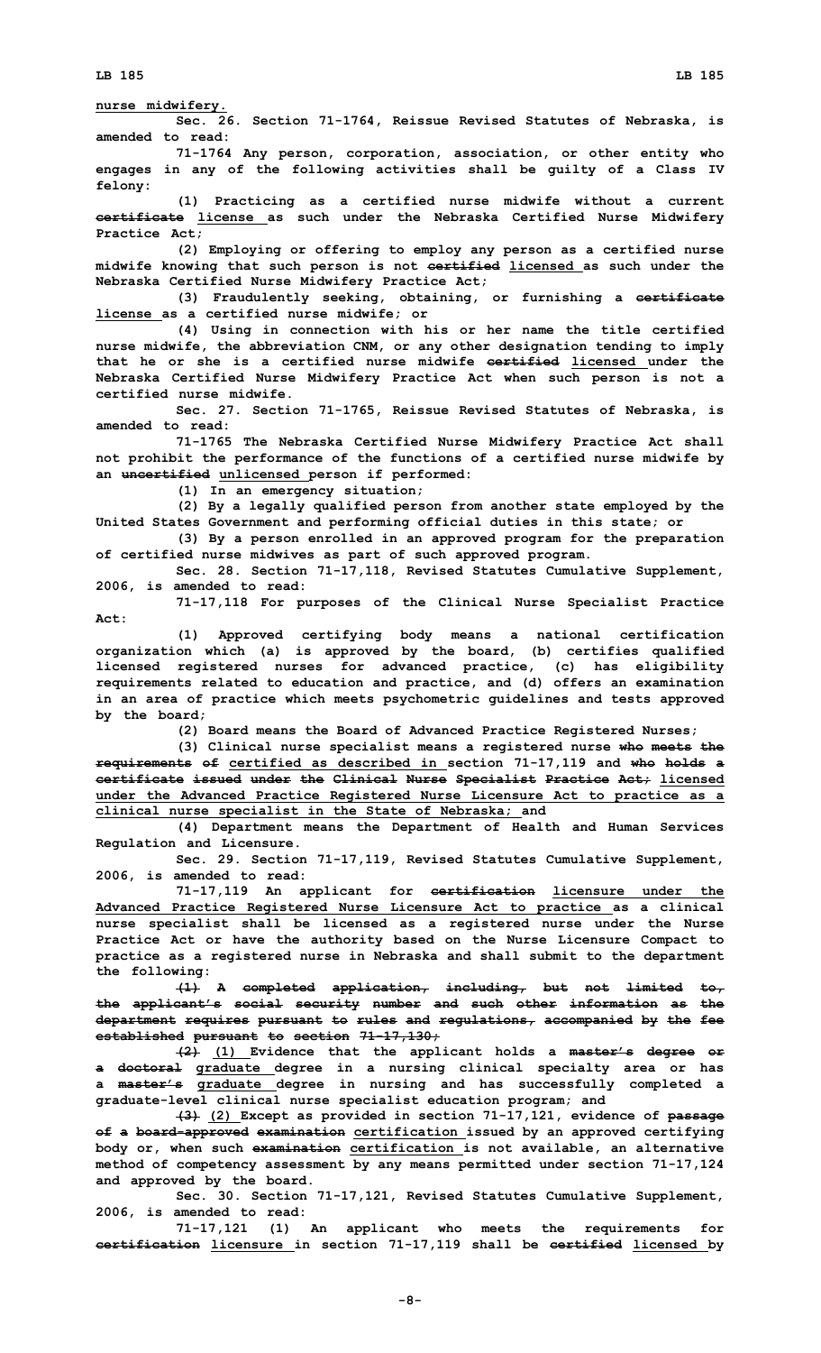**nurse midwifery.**

**Sec. 26. Section 71-1764, Reissue Revised Statutes of Nebraska, is amended to read:**

**71-1764 Any person, corporation, association, or other entity who engages in any of the following activities shall be guilty of a Class IV felony:**

**(1) Practicing as a certified nurse midwife without a current ~~certificate~~ license as such under the Nebraska Certified Nurse Midwifery Practice Act;**

**(2) Employing or offering to employ any person as a certified nurse midwife knowing that such person is not ~~certified~~ licensed as such under the Nebraska Certified Nurse Midwifery Practice Act;**

**(3) Fraudulently seeking, obtaining, or furnishing a ~~certificate~~ license as a certified nurse midwife; or**

**(4) Using in connection with his or her name the title certified nurse midwife, the abbreviation CNM, or any other designation tending to imply that he or she is a certified nurse midwife ~~certified~~ licensed under the Nebraska Certified Nurse Midwifery Practice Act when such person is not a certified nurse midwife.**

**Sec. 27. Section 71-1765, Reissue Revised Statutes of Nebraska, is amended to read:**

**71-1765 The Nebraska Certified Nurse Midwifery Practice Act shall not prohibit the performance of the functions of a certified nurse midwife by an ~~uncertified~~ unlicensed person if performed:**

**(1) In an emergency situation;**

**(2) By a legally qualified person from another state employed by the United States Government and performing official duties in this state; or**

**(3) By a person enrolled in an approved program for the preparation of certified nurse midwives as part of such approved program.**

**Sec. 28. Section 71-17,118, Revised Statutes Cumulative Supplement, 2006, is amended to read:**

**71-17,118 For purposes of the Clinical Nurse Specialist Practice Act:**

**(1) Approved certifying body means a national certification organization which (a) is approved by the board, (b) certifies qualified licensed registered nurses for advanced practice, (c) has eligibility requirements related to education and practice, and (d) offers an examination in an area of practice which meets psychometric guidelines and tests approved by the board;**

**(2) Board means the Board of Advanced Practice Registered Nurses;**

**(3) Clinical nurse specialist means a registered nurse ~~who meets the requirements of~~ certified as described in section 71-17,119 and ~~who holds a certificate issued under the Clinical Nurse Specialist Practice Act;~~ licensed under the Advanced Practice Registered Nurse Licensure Act to practice as a clinical nurse specialist in the State of Nebraska; and**

**(4) Department means the Department of Health and Human Services Regulation and Licensure.**

**Sec. 29. Section 71-17,119, Revised Statutes Cumulative Supplement, 2006, is amended to read:**

**71-17,119 An applicant for ~~certification~~ licensure under the Advanced Practice Registered Nurse Licensure Act to practice as a clinical nurse specialist shall be licensed as a registered nurse under the Nurse Practice Act or have the authority based on the Nurse Licensure Compact to practice as a registered nurse in Nebraska and shall submit to the department the following:**

**~~(1) A completed application, including, but not limited to, the applicant's social security number and such other information as the department requires pursuant to rules and regulations, accompanied by the fee established pursuant to section 71-17,130;~~**

**~~(2)~~ (1) Evidence that the applicant holds a ~~master's degree or a doctoral~~ graduate degree in a nursing clinical specialty area or has a ~~master's~~ graduate degree in nursing and has successfully completed a graduate-level clinical nurse specialist education program; and**

**~~(3)~~ (2) Except as provided in section 71-17,121, evidence of ~~passage of a board-approved examination~~ certification issued by an approved certifying body or, when such ~~examination~~ certification is not available, an alternative method of competency assessment by any means permitted under section 71-17,124 and approved by the board.**

**Sec. 30. Section 71-17,121, Revised Statutes Cumulative Supplement, 2006, is amended to read:**

**71-17,121 (1) An applicant who meets the requirements for ~~certification~~ licensure in section 71-17,119 shall be ~~certified~~ licensed by**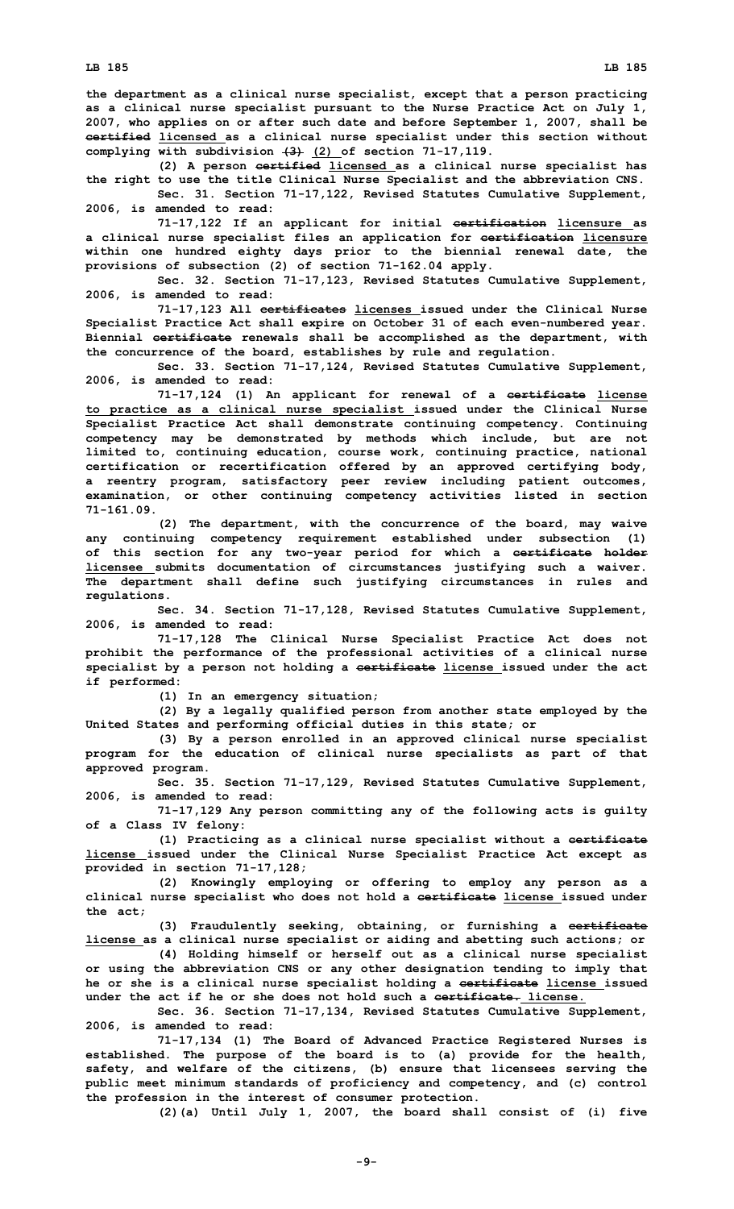the department as a clinical nurse specialist, except that a person practicing as a clinical nurse specialist pursuant to the Nurse Practice Act on July 1, 2007, who applies on or after such date and before September 1, 2007, shall be ~~certified~~ licensed as a clinical nurse specialist under this section without complying with subdivision ~~(3)~~ (2) of section 71-17,119.

(2) A person ~~certified~~ licensed as a clinical nurse specialist has the right to use the title Clinical Nurse Specialist and the abbreviation CNS.

Sec. 31. Section 71-17,122, Revised Statutes Cumulative Supplement, 2006, is amended to read:

71-17,122 If an applicant for initial ~~certification~~ licensure as a clinical nurse specialist files an application for ~~certification~~ licensure within one hundred eighty days prior to the biennial renewal date, the provisions of subsection (2) of section 71-162.04 apply.

Sec. 32. Section 71-17,123, Revised Statutes Cumulative Supplement, 2006, is amended to read:

71-17,123 All ~~certificates~~ licenses issued under the Clinical Nurse Specialist Practice Act shall expire on October 31 of each even-numbered year. Biennial ~~certificate~~ renewals shall be accomplished as the department, with the concurrence of the board, establishes by rule and regulation.

Sec. 33. Section 71-17,124, Revised Statutes Cumulative Supplement, 2006, is amended to read:

71-17,124 (1) An applicant for renewal of a ~~certificate~~ license to practice as a clinical nurse specialist issued under the Clinical Nurse Specialist Practice Act shall demonstrate continuing competency. Continuing competency may be demonstrated by methods which include, but are not limited to, continuing education, course work, continuing practice, national certification or recertification offered by an approved certifying body, a reentry program, satisfactory peer review including patient outcomes, examination, or other continuing competency activities listed in section 71-161.09.

(2) The department, with the concurrence of the board, may waive any continuing competency requirement established under subsection (1) of this section for any two-year period for which a ~~certificate holder~~ licensee submits documentation of circumstances justifying such a waiver. The department shall define such justifying circumstances in rules and regulations.

Sec. 34. Section 71-17,128, Revised Statutes Cumulative Supplement, 2006, is amended to read:

71-17,128 The Clinical Nurse Specialist Practice Act does not prohibit the performance of the professional activities of a clinical nurse specialist by a person not holding a ~~certificate~~ license issued under the act if performed:

(1) In an emergency situation;

(2) By a legally qualified person from another state employed by the United States and performing official duties in this state; or

(3) By a person enrolled in an approved clinical nurse specialist program for the education of clinical nurse specialists as part of that approved program.

Sec. 35. Section 71-17,129, Revised Statutes Cumulative Supplement, 2006, is amended to read:

71-17,129 Any person committing any of the following acts is guilty of a Class IV felony:

(1) Practicing as a clinical nurse specialist without a ~~certificate~~ license issued under the Clinical Nurse Specialist Practice Act except as provided in section 71-17,128;

(2) Knowingly employing or offering to employ any person as a clinical nurse specialist who does not hold a ~~certificate~~ license issued under the act;

(3) Fraudulently seeking, obtaining, or furnishing a ~~certificate~~ license as a clinical nurse specialist or aiding and abetting such actions; or

(4) Holding himself or herself out as a clinical nurse specialist or using the abbreviation CNS or any other designation tending to imply that he or she is a clinical nurse specialist holding a ~~certificate~~ license issued under the act if he or she does not hold such a ~~certificate.~~ license.

Sec. 36. Section 71-17,134, Revised Statutes Cumulative Supplement, 2006, is amended to read:

71-17,134 (1) The Board of Advanced Practice Registered Nurses is established. The purpose of the board is to (a) provide for the health, safety, and welfare of the citizens, (b) ensure that licensees serving the public meet minimum standards of proficiency and competency, and (c) control the profession in the interest of consumer protection.

(2)(a) Until July 1, 2007, the board shall consist of (i) five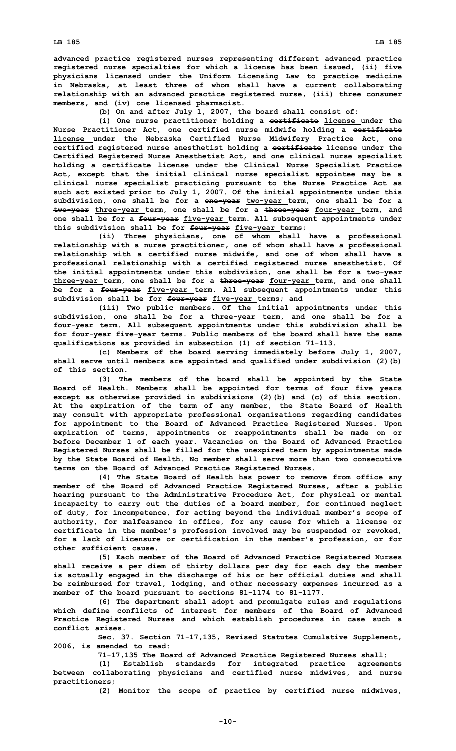advanced practice registered nurses representing different advanced practice registered nurse specialties for which a license has been issued, (ii) five physicians licensed under the Uniform Licensing Law to practice medicine in Nebraska, at least three of whom shall have a current collaborating relationship with an advanced practice registered nurse, (iii) three consumer members, and (iv) one licensed pharmacist.

(b) On and after July 1, 2007, the board shall consist of:

(i) One nurse practitioner holding a ~~certificate~~ license under the Nurse Practitioner Act, one certified nurse midwife holding a ~~certificate~~ license under the Nebraska Certified Nurse Midwifery Practice Act, one certified registered nurse anesthetist holding a ~~certificate~~ license under the Certified Registered Nurse Anesthetist Act, and one clinical nurse specialist holding a ~~certificate~~ license under the Clinical Nurse Specialist Practice Act, except that the initial clinical nurse specialist appointee may be a clinical nurse specialist practicing pursuant to the Nurse Practice Act as such act existed prior to July 1, 2007. Of the initial appointments under this subdivision, one shall be for a ~~one-year~~ two-year term, one shall be for a ~~two-year~~ three-year term, one shall be for a ~~three-year~~ four-year term, and one shall be for a ~~four-year~~ five-year term. All subsequent appointments under this subdivision shall be for ~~four-year~~ five-year terms;

(ii) Three physicians, one of whom shall have a professional relationship with a nurse practitioner, one of whom shall have a professional relationship with a certified nurse midwife, and one of whom shall have a professional relationship with a certified registered nurse anesthetist. Of the initial appointments under this subdivision, one shall be for a ~~two-year~~ three-year term, one shall be for a ~~three-year~~ four-year term, and one shall be for a ~~four-year~~ five-year term. All subsequent appointments under this subdivision shall be for ~~four-year~~ five-year terms; and

(iii) Two public members. Of the initial appointments under this subdivision, one shall be for a three-year term, and one shall be for a four-year term. All subsequent appointments under this subdivision shall be for ~~four-year~~ five-year terms. Public members of the board shall have the same qualifications as provided in subsection (1) of section 71-113.

(c) Members of the board serving immediately before July 1, 2007, shall serve until members are appointed and qualified under subdivision (2)(b) of this section.

(3) The members of the board shall be appointed by the State Board of Health. Members shall be appointed for terms of ~~four~~ five years except as otherwise provided in subdivisions (2)(b) and (c) of this section. At the expiration of the term of any member, the State Board of Health may consult with appropriate professional organizations regarding candidates for appointment to the Board of Advanced Practice Registered Nurses. Upon expiration of terms, appointments or reappointments shall be made on or before December 1 of each year. Vacancies on the Board of Advanced Practice Registered Nurses shall be filled for the unexpired term by appointments made by the State Board of Health. No member shall serve more than two consecutive terms on the Board of Advanced Practice Registered Nurses.

(4) The State Board of Health has power to remove from office any member of the Board of Advanced Practice Registered Nurses, after a public hearing pursuant to the Administrative Procedure Act, for physical or mental incapacity to carry out the duties of a board member, for continued neglect of duty, for incompetence, for acting beyond the individual member's scope of authority, for malfeasance in office, for any cause for which a license or certificate in the member's profession involved may be suspended or revoked, for a lack of licensure or certification in the member's profession, or for other sufficient cause.

(5) Each member of the Board of Advanced Practice Registered Nurses shall receive a per diem of thirty dollars per day for each day the member is actually engaged in the discharge of his or her official duties and shall be reimbursed for travel, lodging, and other necessary expenses incurred as a member of the board pursuant to sections 81-1174 to 81-1177.

(6) The department shall adopt and promulgate rules and regulations which define conflicts of interest for members of the Board of Advanced Practice Registered Nurses and which establish procedures in case such a conflict arises.

Sec. 37. Section 71-17,135, Revised Statutes Cumulative Supplement, 2006, is amended to read:

71-17,135 The Board of Advanced Practice Registered Nurses shall:

(1) Establish standards for integrated practice agreements between collaborating physicians and certified nurse midwives, and nurse practitioners;

(2) Monitor the scope of practice by certified nurse midwives,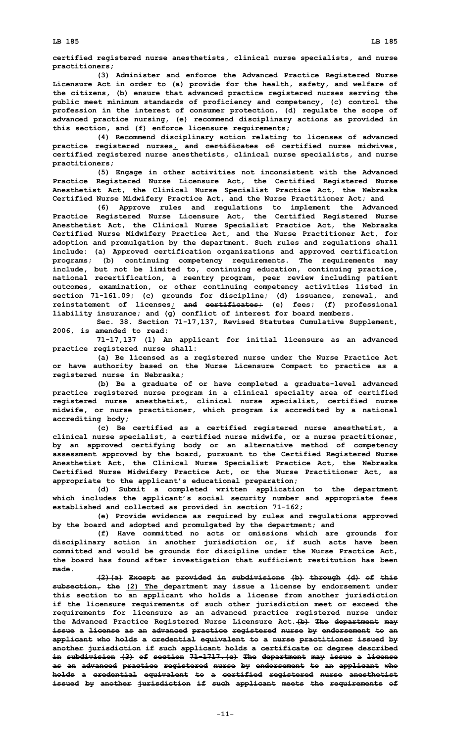certified registered nurse anesthetists, clinical nurse specialists, and nurse practitioners;

(3) Administer and enforce the Advanced Practice Registered Nurse Licensure Act in order to (a) provide for the health, safety, and welfare of the citizens, (b) ensure that advanced practice registered nurses serving the public meet minimum standards of proficiency and competency, (c) control the profession in the interest of consumer protection, (d) regulate the scope of advanced practice nursing, (e) recommend disciplinary actions as provided in this section, and (f) enforce licensure requirements;

(4) Recommend disciplinary action relating to licenses of advanced practice registered nurses<u>,</u> ~~and certificates of~~ certified nurse midwives, certified registered nurse anesthetists, clinical nurse specialists, and nurse practitioners;

(5) Engage in other activities not inconsistent with the Advanced Practice Registered Nurse Licensure Act, the Certified Registered Nurse Anesthetist Act, the Clinical Nurse Specialist Practice Act, the Nebraska Certified Nurse Midwifery Practice Act, and the Nurse Practitioner Act; and

(6) Approve rules and regulations to implement the Advanced Practice Registered Nurse Licensure Act, the Certified Registered Nurse Anesthetist Act, the Clinical Nurse Specialist Practice Act, the Nebraska Certified Nurse Midwifery Practice Act, and the Nurse Practitioner Act, for adoption and promulgation by the department. Such rules and regulations shall include: (a) Approved certification organizations and approved certification programs; (b) continuing competency requirements. The requirements may include, but not be limited to, continuing education, continuing practice, national recertification, a reentry program, peer review including patient outcomes, examination, or other continuing competency activities listed in section 71-161.09; (c) grounds for discipline; (d) issuance, renewal, and reinstatement of licenses<u>;</u> ~~and certificates;~~ (e) fees; (f) professional liability insurance; and (g) conflict of interest for board members.

Sec. 38. Section 71-17,137, Revised Statutes Cumulative Supplement, 2006, is amended to read:

71-17,137 (1) An applicant for initial licensure as an advanced practice registered nurse shall:

(a) Be licensed as a registered nurse under the Nurse Practice Act or have authority based on the Nurse Licensure Compact to practice as a registered nurse in Nebraska;

(b) Be a graduate of or have completed a graduate-level advanced practice registered nurse program in a clinical specialty area of certified registered nurse anesthetist, clinical nurse specialist, certified nurse midwife, or nurse practitioner, which program is accredited by a national accrediting body;

(c) Be certified as a certified registered nurse anesthetist, a clinical nurse specialist, a certified nurse midwife, or a nurse practitioner, by an approved certifying body or an alternative method of competency assessment approved by the board, pursuant to the Certified Registered Nurse Anesthetist Act, the Clinical Nurse Specialist Practice Act, the Nebraska Certified Nurse Midwifery Practice Act, or the Nurse Practitioner Act, as appropriate to the applicant's educational preparation;

(d) Submit a completed written application to the department which includes the applicant's social security number and appropriate fees established and collected as provided in section 71-162;

(e) Provide evidence as required by rules and regulations approved by the board and adopted and promulgated by the department; and

(f) Have committed no acts or omissions which are grounds for disciplinary action in another jurisdiction or, if such acts have been committed and would be grounds for discipline under the Nurse Practice Act, the board has found after investigation that sufficient restitution has been made.

~~(2)(a) Except as provided in subdivisions (b) through (d) of this subsection, the~~ <u>(2) The</u> department may issue a license by endorsement under this section to an applicant who holds a license from another jurisdiction if the licensure requirements of such other jurisdiction meet or exceed the requirements for licensure as an advanced practice registered nurse under the Advanced Practice Registered Nurse Licensure Act.~~(b) The department may issue a license as an advanced practice registered nurse by endorsement to an applicant who holds a credential equivalent to a nurse practitioner issued by another jurisdiction if such applicant holds a certificate or degree described in subdivision (3) of section 71-1717.(c) The department may issue a license as an advanced practice registered nurse by endorsement to an applicant who holds a credential equivalent to a certified registered nurse anesthetist issued by another jurisdiction if such applicant meets the requirements of~~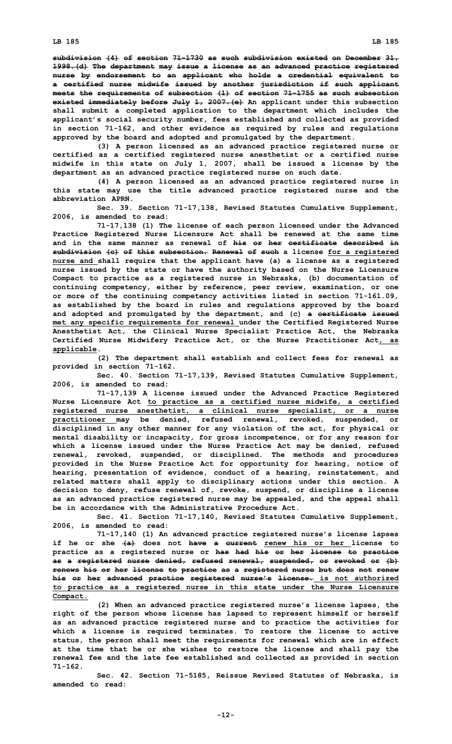~~subdivision (4) of section 71-1730 as such subdivision existed on December 31, 1998.(d) The department may issue a license as an advanced practice registered nurse by endorsement to an applicant who holds a credential equivalent to a certified nurse midwife issued by another jurisdiction if such applicant meets the requirements of subsection (1) of section 71-1755 as such subsection existed immediately before July 1, 2007.(e)~~ An applicant under this subsection shall submit a completed application to the department which includes the applicant's social security number, fees established and collected as provided in section 71-162, and other evidence as required by rules and regulations approved by the board and adopted and promulgated by the department.

(3) A person licensed as an advanced practice registered nurse or certified as a certified registered nurse anesthetist or a certified nurse midwife in this state on July 1, 2007, shall be issued a license by the department as an advanced practice registered nurse on such date.

(4) A person licensed as an advanced practice registered nurse in this state may use the title advanced practice registered nurse and the abbreviation APRN.

Sec. 39. Section 71-17,138, Revised Statutes Cumulative Supplement, 2006, is amended to read:

71-17,138 (1) The license of each person licensed under the Advanced Practice Registered Nurse Licensure Act shall be renewed at the same time and in the same manner as renewal of ~~his or her certificate described in subdivision (c) of this subsection. Renewal of such~~ a license for a registered nurse and shall require that the applicant have (a) a license as a registered nurse issued by the state or have the authority based on the Nurse Licensure Compact to practice as a registered nurse in Nebraska, (b) documentation of continuing competency, either by reference, peer review, examination, or one or more of the continuing competency activities listed in section 71-161.09, as established by the board in rules and regulations approved by the board and adopted and promulgated by the department, and (c) ~~a certificate issued~~ met any specific requirements for renewal under the Certified Registered Nurse Anesthetist Act, the Clinical Nurse Specialist Practice Act, the Nebraska Certified Nurse Midwifery Practice Act, or the Nurse Practitioner Act, as applicable.

(2) The department shall establish and collect fees for renewal as provided in section 71-162.

Sec. 40. Section 71-17,139, Revised Statutes Cumulative Supplement, 2006, is amended to read:

71-17,139 A license issued under the Advanced Practice Registered Nurse Licensure Act to practice as a certified nurse midwife, a certified registered nurse anesthetist, a clinical nurse specialist, or a nurse practitioner may be denied, refused renewal, revoked, suspended, or disciplined in any other manner for any violation of the act, for physical or mental disability or incapacity, for gross incompetence, or for any reason for which a license issued under the Nurse Practice Act may be denied, refused renewal, revoked, suspended, or disciplined. The methods and procedures provided in the Nurse Practice Act for opportunity for hearing, notice of hearing, presentation of evidence, conduct of a hearing, reinstatement, and related matters shall apply to disciplinary actions under this section. A decision to deny, refuse renewal of, revoke, suspend, or discipline a license as an advanced practice registered nurse may be appealed, and the appeal shall be in accordance with the Administrative Procedure Act.

Sec. 41. Section 71-17,140, Revised Statutes Cumulative Supplement, 2006, is amended to read:

71-17,140 (1) An advanced practice registered nurse's license lapses if he or she ~~(a)~~ does not ~~have a current~~ renew his or her license to practice as a registered nurse or ~~has had his or her license to practice as a registered nurse denied, refused renewal, suspended, or revoked or (b) renews his or her license to practice as a registered nurse but does not renew his or her advanced practice registered nurse's license.~~ is not authorized to practice as a registered nurse in this state under the Nurse Licensure Compact.

(2) When an advanced practice registered nurse's license lapses, the right of the person whose license has lapsed to represent himself or herself as an advanced practice registered nurse and to practice the activities for which a license is required terminates. To restore the license to active status, the person shall meet the requirements for renewal which are in effect at the time that he or she wishes to restore the license and shall pay the renewal fee and the late fee established and collected as provided in section 71-162.

Sec. 42. Section 71-5185, Reissue Revised Statutes of Nebraska, is amended to read: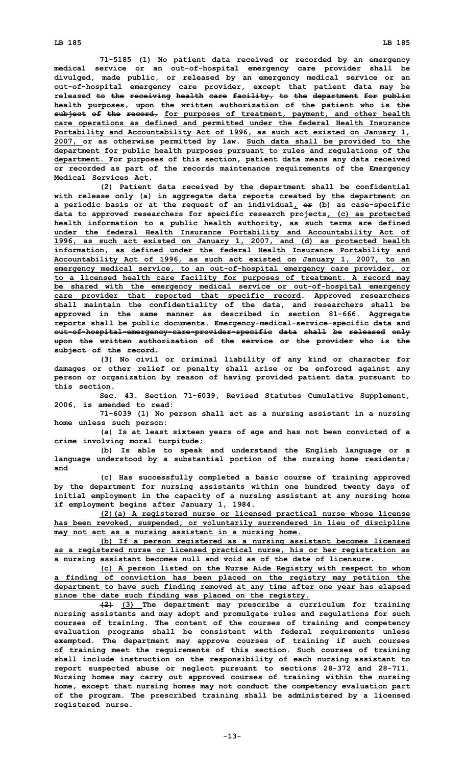**71-5185 (1) No patient data received or recorded by an emergency medical service or an out-of-hospital emergency care provider shall be divulged, made public, or released by an emergency medical service or an out-of-hospital emergency care provider, except that patient data may be released ~~to the receiving health care facility, to the department for public health purposes, upon the written authorization of the patient who is the subject of the record,~~ for purposes of treatment, payment, and other health care operations as defined and permitted under the federal Health Insurance Portability and Accountability Act of 1996, as such act existed on January 1, 2007, or as otherwise permitted by law. Such data shall be provided to the department for public health purposes pursuant to rules and regulations of the department. For purposes of this section, patient data means any data received or recorded as part of the records maintenance requirements of the Emergency Medical Services Act.**

**(2) Patient data received by the department shall be confidential with release only (a) in aggregate data reports created by the department on a periodic basis or at the request of an individual, ~~or~~ (b) as case-specific data to approved researchers for specific research projects, (c) as protected health information to a public health authority, as such terms are defined under the federal Health Insurance Portability and Accountability Act of 1996, as such act existed on January 1, 2007, and (d) as protected health information, as defined under the federal Health Insurance Portability and Accountability Act of 1996, as such act existed on January 1, 2007, to an emergency medical service, to an out-of-hospital emergency care provider, or to a licensed health care facility for purposes of treatment. A record may be shared with the emergency medical service or out-of-hospital emergency care provider that reported that specific record. Approved researchers shall maintain the confidentiality of the data, and researchers shall be approved in the same manner as described in section 81-666. Aggregate reports shall be public documents. ~~Emergency-medical-service-specific data and out-of-hospital-emergency-care-provider-specific data shall be released only upon the written authorization of the service or the provider who is the subject of the record.~~**

**(3) No civil or criminal liability of any kind or character for damages or other relief or penalty shall arise or be enforced against any person or organization by reason of having provided patient data pursuant to this section.**

**Sec. 43. Section 71-6039, Revised Statutes Cumulative Supplement, 2006, is amended to read:**

**71-6039 (1) No person shall act as a nursing assistant in a nursing home unless such person:**

**(a) Is at least sixteen years of age and has not been convicted of a crime involving moral turpitude;**

**(b) Is able to speak and understand the English language or a language understood by a substantial portion of the nursing home residents; and**

**(c) Has successfully completed a basic course of training approved by the department for nursing assistants within one hundred twenty days of initial employment in the capacity of a nursing assistant at any nursing home if employment begins after January 1, 1984.**

**(2)(a) A registered nurse or licensed practical nurse whose license has been revoked, suspended, or voluntarily surrendered in lieu of discipline may not act as a nursing assistant in a nursing home.**

**(b) If a person registered as a nursing assistant becomes licensed as a registered nurse or licensed practical nurse, his or her registration as a nursing assistant becomes null and void as of the date of licensure.**

**(c) A person listed on the Nurse Aide Registry with respect to whom a finding of conviction has been placed on the registry may petition the department to have such finding removed at any time after one year has elapsed since the date such finding was placed on the registry.**

**~~(2)~~ (3) The department may prescribe a curriculum for training nursing assistants and may adopt and promulgate rules and regulations for such courses of training. The content of the courses of training and competency evaluation programs shall be consistent with federal requirements unless exempted. The department may approve courses of training if such courses of training meet the requirements of this section. Such courses of training shall include instruction on the responsibility of each nursing assistant to report suspected abuse or neglect pursuant to sections 28-372 and 28-711. Nursing homes may carry out approved courses of training within the nursing home, except that nursing homes may not conduct the competency evaluation part of the program. The prescribed training shall be administered by a licensed registered nurse.**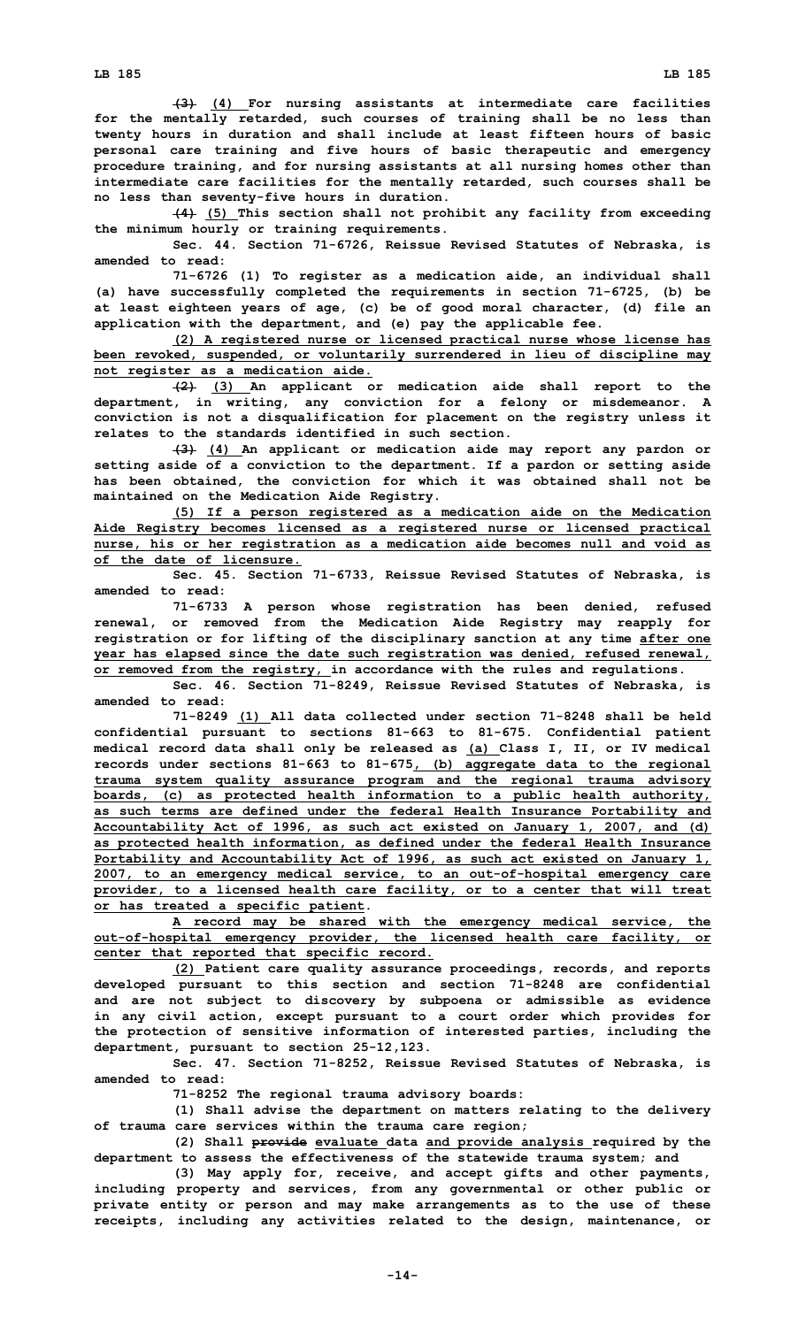~~(3)~~ (4) For nursing assistants at intermediate care facilities for the mentally retarded, such courses of training shall be no less than twenty hours in duration and shall include at least fifteen hours of basic personal care training and five hours of basic therapeutic and emergency procedure training, and for nursing assistants at all nursing homes other than intermediate care facilities for the mentally retarded, such courses shall be no less than seventy-five hours in duration.

~~(4)~~ (5) This section shall not prohibit any facility from exceeding the minimum hourly or training requirements.

Sec. 44. Section 71-6726, Reissue Revised Statutes of Nebraska, is amended to read:

71-6726 (1) To register as a medication aide, an individual shall (a) have successfully completed the requirements in section 71-6725, (b) be at least eighteen years of age, (c) be of good moral character, (d) file an application with the department, and (e) pay the applicable fee.

(2) A registered nurse or licensed practical nurse whose license has been revoked, suspended, or voluntarily surrendered in lieu of discipline may not register as a medication aide.

~~(2)~~ (3) An applicant or medication aide shall report to the department, in writing, any conviction for a felony or misdemeanor. A conviction is not a disqualification for placement on the registry unless it relates to the standards identified in such section.

~~(3)~~ (4) An applicant or medication aide may report any pardon or setting aside of a conviction to the department. If a pardon or setting aside has been obtained, the conviction for which it was obtained shall not be maintained on the Medication Aide Registry.

(5) If a person registered as a medication aide on the Medication Aide Registry becomes licensed as a registered nurse or licensed practical nurse, his or her registration as a medication aide becomes null and void as of the date of licensure.

Sec. 45. Section 71-6733, Reissue Revised Statutes of Nebraska, is amended to read:

71-6733 A person whose registration has been denied, refused renewal, or removed from the Medication Aide Registry may reapply for registration or for lifting of the disciplinary sanction at any time after one year has elapsed since the date such registration was denied, refused renewal, or removed from the registry, in accordance with the rules and regulations.

Sec. 46. Section 71-8249, Reissue Revised Statutes of Nebraska, is amended to read:

71-8249 (1) All data collected under section 71-8248 shall be held confidential pursuant to sections 81-663 to 81-675. Confidential patient medical record data shall only be released as (a) Class I, II, or IV medical records under sections 81-663 to 81-675, (b) aggregate data to the regional trauma system quality assurance program and the regional trauma advisory boards, (c) as protected health information to a public health authority, as such terms are defined under the federal Health Insurance Portability and Accountability Act of 1996, as such act existed on January 1, 2007, and (d) as protected health information, as defined under the federal Health Insurance Portability and Accountability Act of 1996, as such act existed on January 1, 2007, to an emergency medical service, to an out-of-hospital emergency care provider, to a licensed health care facility, or to a center that will treat or has treated a specific patient.

A record may be shared with the emergency medical service, the out-of-hospital emergency provider, the licensed health care facility, or center that reported that specific record.

(2) Patient care quality assurance proceedings, records, and reports developed pursuant to this section and section 71-8248 are confidential and are not subject to discovery by subpoena or admissible as evidence in any civil action, except pursuant to a court order which provides for the protection of sensitive information of interested parties, including the department, pursuant to section 25-12,123.

Sec. 47. Section 71-8252, Reissue Revised Statutes of Nebraska, is amended to read:

71-8252 The regional trauma advisory boards:

(1) Shall advise the department on matters relating to the delivery of trauma care services within the trauma care region;

(2) Shall ~~provide~~ evaluate data and provide analysis required by the department to assess the effectiveness of the statewide trauma system; and

(3) May apply for, receive, and accept gifts and other payments, including property and services, from any governmental or other public or private entity or person and may make arrangements as to the use of these receipts, including any activities related to the design, maintenance, or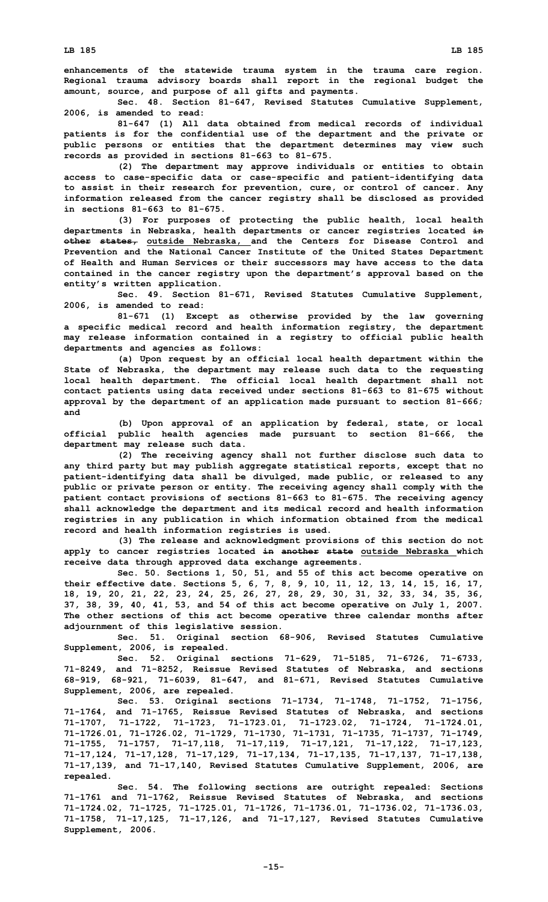enhancements of the statewide trauma system in the trauma care region. Regional trauma advisory boards shall report in the regional budget the amount, source, and purpose of all gifts and payments.

Sec. 48. Section 81-647, Revised Statutes Cumulative Supplement, 2006, is amended to read:

81-647 (1) All data obtained from medical records of individual patients is for the confidential use of the department and the private or public persons or entities that the department determines may view such records as provided in sections 81-663 to 81-675.

(2) The department may approve individuals or entities to obtain access to case-specific data or case-specific and patient-identifying data to assist in their research for prevention, cure, or control of cancer. Any information released from the cancer registry shall be disclosed as provided in sections 81-663 to 81-675.

(3) For purposes of protecting the public health, local health departments in Nebraska, health departments or cancer registries located ~~in other states,~~ outside Nebraska, and the Centers for Disease Control and Prevention and the National Cancer Institute of the United States Department of Health and Human Services or their successors may have access to the data contained in the cancer registry upon the department's approval based on the entity's written application.

Sec. 49. Section 81-671, Revised Statutes Cumulative Supplement, 2006, is amended to read:

81-671 (1) Except as otherwise provided by the law governing a specific medical record and health information registry, the department may release information contained in a registry to official public health departments and agencies as follows:

(a) Upon request by an official local health department within the State of Nebraska, the department may release such data to the requesting local health department. The official local health department shall not contact patients using data received under sections 81-663 to 81-675 without approval by the department of an application made pursuant to section 81-666; and

(b) Upon approval of an application by federal, state, or local official public health agencies made pursuant to section 81-666, the department may release such data.

(2) The receiving agency shall not further disclose such data to any third party but may publish aggregate statistical reports, except that no patient-identifying data shall be divulged, made public, or released to any public or private person or entity. The receiving agency shall comply with the patient contact provisions of sections 81-663 to 81-675. The receiving agency shall acknowledge the department and its medical record and health information registries in any publication in which information obtained from the medical record and health information registries is used.

(3) The release and acknowledgment provisions of this section do not apply to cancer registries located ~~in another state~~ outside Nebraska which receive data through approved data exchange agreements.

Sec. 50. Sections 1, 50, 51, and 55 of this act become operative on their effective date. Sections 5, 6, 7, 8, 9, 10, 11, 12, 13, 14, 15, 16, 17, 18, 19, 20, 21, 22, 23, 24, 25, 26, 27, 28, 29, 30, 31, 32, 33, 34, 35, 36, 37, 38, 39, 40, 41, 53, and 54 of this act become operative on July 1, 2007. The other sections of this act become operative three calendar months after adjournment of this legislative session.

Sec. 51. Original section 68-906, Revised Statutes Cumulative Supplement, 2006, is repealed.

Sec. 52. Original sections 71-629, 71-5185, 71-6726, 71-6733, 71-8249, and 71-8252, Reissue Revised Statutes of Nebraska, and sections 68-919, 68-921, 71-6039, 81-647, and 81-671, Revised Statutes Cumulative Supplement, 2006, are repealed.

Sec. 53. Original sections 71-1734, 71-1748, 71-1752, 71-1756, 71-1764, and 71-1765, Reissue Revised Statutes of Nebraska, and sections 71-1707, 71-1722, 71-1723, 71-1723.01, 71-1723.02, 71-1724, 71-1724.01, 71-1726.01, 71-1726.02, 71-1729, 71-1730, 71-1731, 71-1735, 71-1737, 71-1749, 71-1755, 71-1757, 71-17,118, 71-17,119, 71-17,121, 71-17,122, 71-17,123, 71-17,124, 71-17,128, 71-17,129, 71-17,134, 71-17,135, 71-17,137, 71-17,138, 71-17,139, and 71-17,140, Revised Statutes Cumulative Supplement, 2006, are repealed.

Sec. 54. The following sections are outright repealed: Sections 71-1761 and 71-1762, Reissue Revised Statutes of Nebraska, and sections 71-1724.02, 71-1725, 71-1725.01, 71-1726, 71-1736.01, 71-1736.02, 71-1736.03, 71-1758, 71-17,125, 71-17,126, and 71-17,127, Revised Statutes Cumulative Supplement, 2006.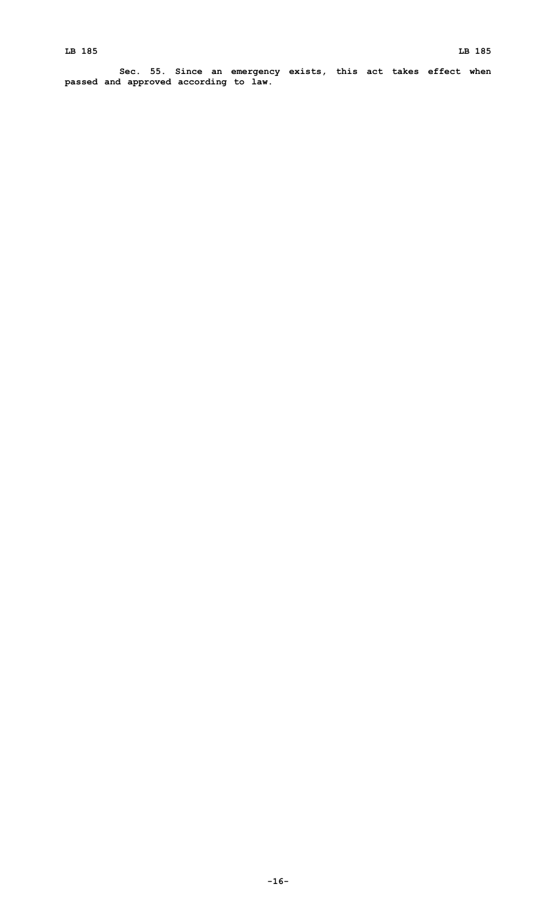**Sec. 55. Since an emergency exists, this act takes effect when passed and approved according to law.**